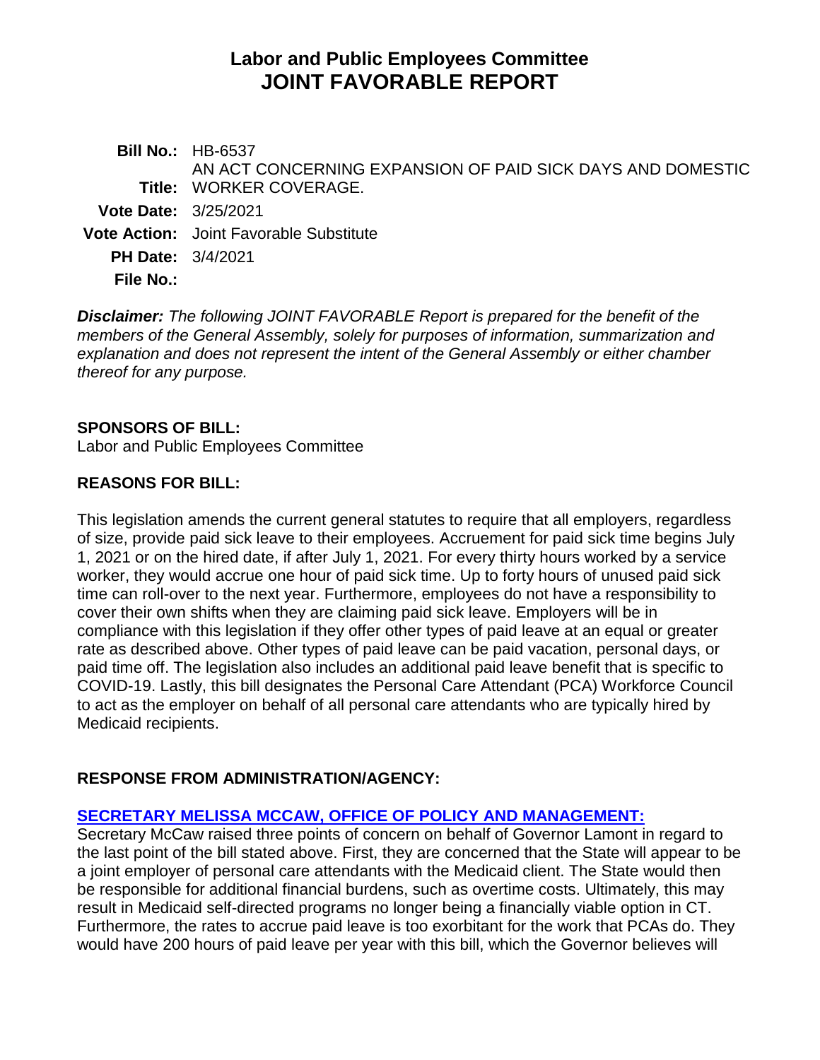# Labor and Public Employees Committee
# JOINT FAVORABLE REPORT

| | |
|---|---|
| **Bill No.:** | HB-6537 |
| **Title:** | AN ACT CONCERNING EXPANSION OF PAID SICK DAYS AND DOMESTIC WORKER COVERAGE. |
| **Vote Date:** | 3/25/2021 |
| **Vote Action:** | Joint Favorable Substitute |
| **PH Date:** | 3/4/2021 |
| **File No.:** | |

***Disclaimer:*** *The following JOINT FAVORABLE Report is prepared for the benefit of the members of the General Assembly, solely for purposes of information, summarization and explanation and does not represent the intent of the General Assembly or either chamber thereof for any purpose.*

**SPONSORS OF BILL:**

Labor and Public Employees Committee

**REASONS FOR BILL:**

This legislation amends the current general statutes to require that all employers, regardless of size, provide paid sick leave to their employees. Accruement for paid sick time begins July 1, 2021 or on the hired date, if after July 1, 2021. For every thirty hours worked by a service worker, they would accrue one hour of paid sick time. Up to forty hours of unused paid sick time can roll-over to the next year. Furthermore, employees do not have a responsibility to cover their own shifts when they are claiming paid sick leave. Employers will be in compliance with this legislation if they offer other types of paid leave at an equal or greater rate as described above. Other types of paid leave can be paid vacation, personal days, or paid time off. The legislation also includes an additional paid leave benefit that is specific to COVID-19. Lastly, this bill designates the Personal Care Attendant (PCA) Workforce Council to act as the employer on behalf of all personal care attendants who are typically hired by Medicaid recipients.

**RESPONSE FROM ADMINISTRATION/AGENCY:**

**SECRETARY MELISSA MCCAW, OFFICE OF POLICY AND MANAGEMENT:**

Secretary McCaw raised three points of concern on behalf of Governor Lamont in regard to the last point of the bill stated above. First, they are concerned that the State will appear to be a joint employer of personal care attendants with the Medicaid client. The State would then be responsible for additional financial burdens, such as overtime costs. Ultimately, this may result in Medicaid self-directed programs no longer being a financially viable option in CT. Furthermore, the rates to accrue paid leave is too exorbitant for the work that PCAs do. They would have 200 hours of paid leave per year with this bill, which the Governor believes will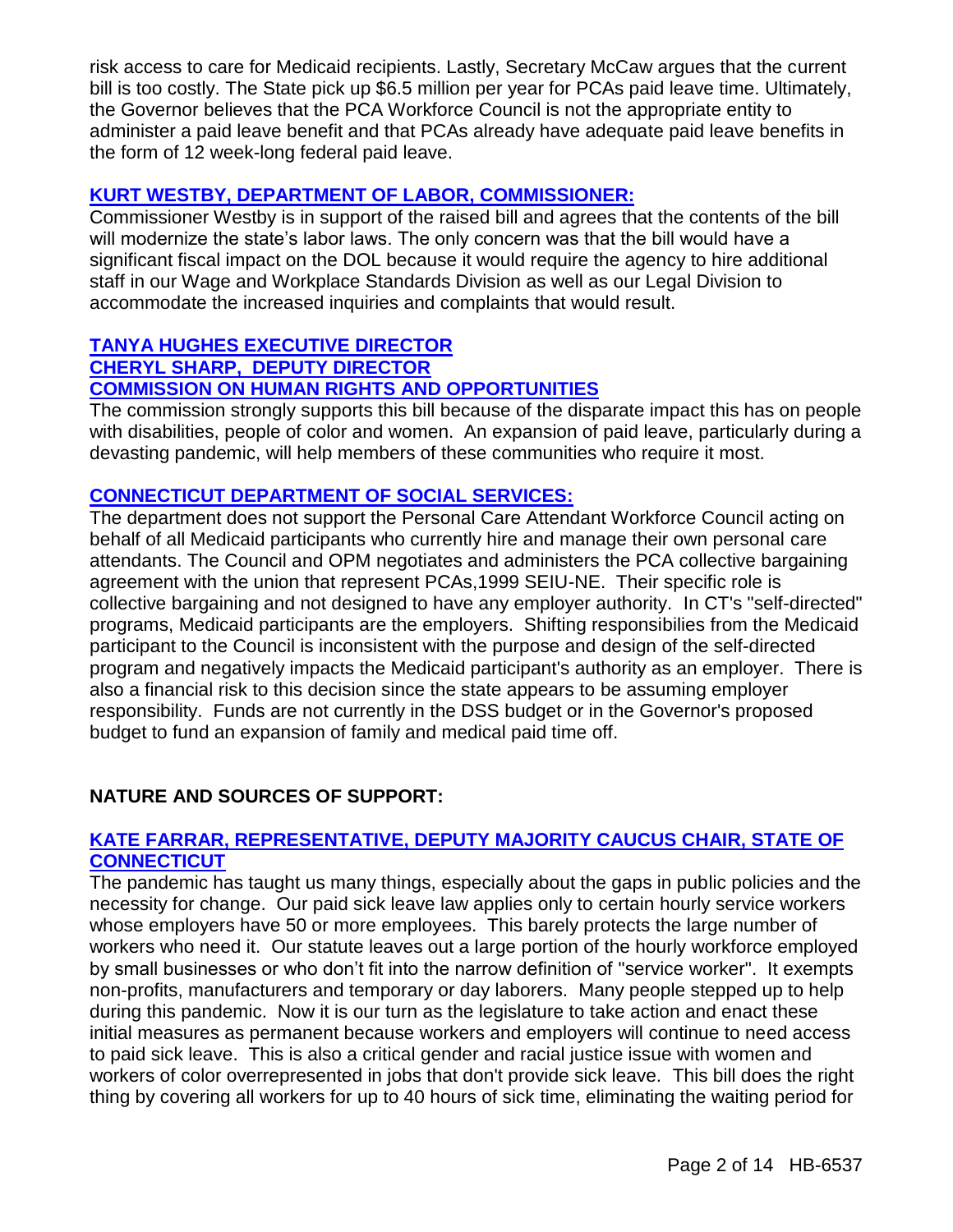risk access to care for Medicaid recipients. Lastly, Secretary McCaw argues that the current bill is too costly. The State pick up $6.5 million per year for PCAs paid leave time. Ultimately, the Governor believes that the PCA Workforce Council is not the appropriate entity to administer a paid leave benefit and that PCAs already have adequate paid leave benefits in the form of 12 week-long federal paid leave.

**KURT WESTBY, DEPARTMENT OF LABOR, COMMISSIONER:**

Commissioner Westby is in support of the raised bill and agrees that the contents of the bill will modernize the state's labor laws. The only concern was that the bill would have a significant fiscal impact on the DOL because it would require the agency to hire additional staff in our Wage and Workplace Standards Division as well as our Legal Division to accommodate the increased inquiries and complaints that would result.

**TANYA HUGHES EXECUTIVE DIRECTOR**
**CHERYL SHARP, DEPUTY DIRECTOR**
**COMMISSION ON HUMAN RIGHTS AND OPPORTUNITIES**

The commission strongly supports this bill because of the disparate impact this has on people with disabilities, people of color and women. An expansion of paid leave, particularly during a devasting pandemic, will help members of these communities who require it most.

**CONNECTICUT DEPARTMENT OF SOCIAL SERVICES:**

The department does not support the Personal Care Attendant Workforce Council acting on behalf of all Medicaid participants who currently hire and manage their own personal care attendants. The Council and OPM negotiates and administers the PCA collective bargaining agreement with the union that represent PCAs,1999 SEIU-NE. Their specific role is collective bargaining and not designed to have any employer authority. In CT's "self-directed" programs, Medicaid participants are the employers. Shifting responsibilies from the Medicaid participant to the Council is inconsistent with the purpose and design of the self-directed program and negatively impacts the Medicaid participant's authority as an employer. There is also a financial risk to this decision since the state appears to be assuming employer responsibility. Funds are not currently in the DSS budget or in the Governor's proposed budget to fund an expansion of family and medical paid time off.

## NATURE AND SOURCES OF SUPPORT:

**KATE FARRAR, REPRESENTATIVE, DEPUTY MAJORITY CAUCUS CHAIR, STATE OF CONNECTICUT**

The pandemic has taught us many things, especially about the gaps in public policies and the necessity for change. Our paid sick leave law applies only to certain hourly service workers whose employers have 50 or more employees. This barely protects the large number of workers who need it. Our statute leaves out a large portion of the hourly workforce employed by small businesses or who don't fit into the narrow definition of "service worker". It exempts non-profits, manufacturers and temporary or day laborers. Many people stepped up to help during this pandemic. Now it is our turn as the legislature to take action and enact these initial measures as permanent because workers and employers will continue to need access to paid sick leave. This is also a critical gender and racial justice issue with women and workers of color overrepresented in jobs that don't provide sick leave. This bill does the right thing by covering all workers for up to 40 hours of sick time, eliminating the waiting period for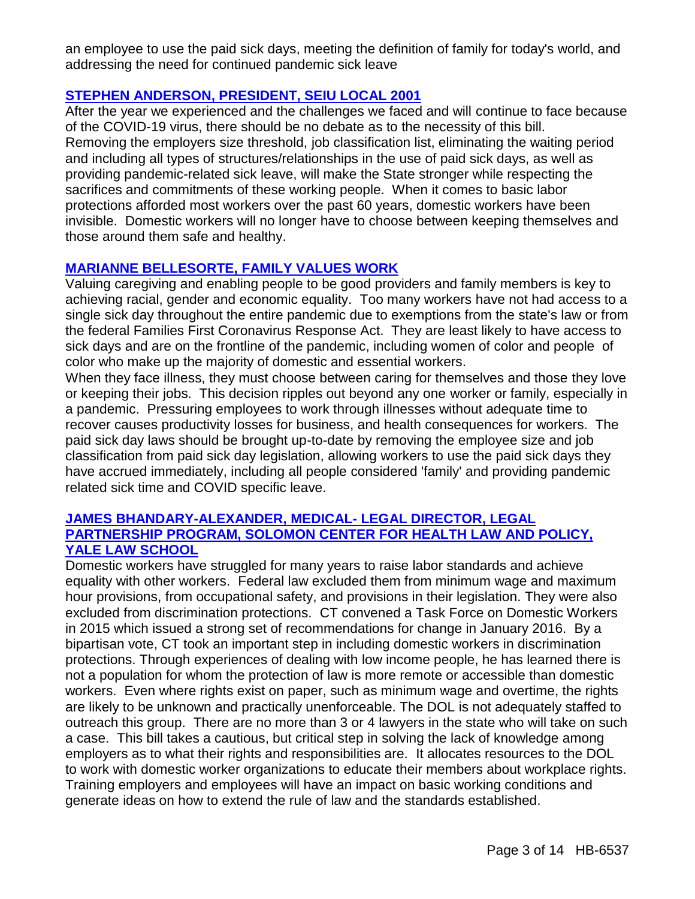an employee to use the paid sick days, meeting the definition of family for today's world, and addressing the need for continued pandemic sick leave

### **STEPHEN ANDERSON, PRESIDENT, SEIU LOCAL 2001**

After the year we experienced and the challenges we faced and will continue to face because of the COVID-19 virus, there should be no debate as to the necessity of this bill. Removing the employers size threshold, job classification list, eliminating the waiting period and including all types of structures/relationships in the use of paid sick days, as well as providing pandemic-related sick leave, will make the State stronger while respecting the sacrifices and commitments of these working people. When it comes to basic labor protections afforded most workers over the past 60 years, domestic workers have been invisible. Domestic workers will no longer have to choose between keeping themselves and those around them safe and healthy.

### **MARIANNE BELLESORTE, FAMILY VALUES WORK**

Valuing caregiving and enabling people to be good providers and family members is key to achieving racial, gender and economic equality. Too many workers have not had access to a single sick day throughout the entire pandemic due to exemptions from the state's law or from the federal Families First Coronavirus Response Act. They are least likely to have access to sick days and are on the frontline of the pandemic, including women of color and people of color who make up the majority of domestic and essential workers.

When they face illness, they must choose between caring for themselves and those they love or keeping their jobs. This decision ripples out beyond any one worker or family, especially in a pandemic. Pressuring employees to work through illnesses without adequate time to recover causes productivity losses for business, and health consequences for workers. The paid sick day laws should be brought up-to-date by removing the employee size and job classification from paid sick day legislation, allowing workers to use the paid sick days they have accrued immediately, including all people considered 'family' and providing pandemic related sick time and COVID specific leave.

### **JAMES BHANDARY-ALEXANDER, MEDICAL- LEGAL DIRECTOR, LEGAL PARTNERSHIP PROGRAM, SOLOMON CENTER FOR HEALTH LAW AND POLICY, YALE LAW SCHOOL**

Domestic workers have struggled for many years to raise labor standards and achieve equality with other workers. Federal law excluded them from minimum wage and maximum hour provisions, from occupational safety, and provisions in their legislation. They were also excluded from discrimination protections. CT convened a Task Force on Domestic Workers in 2015 which issued a strong set of recommendations for change in January 2016. By a bipartisan vote, CT took an important step in including domestic workers in discrimination protections. Through experiences of dealing with low income people, he has learned there is not a population for whom the protection of law is more remote or accessible than domestic workers. Even where rights exist on paper, such as minimum wage and overtime, the rights are likely to be unknown and practically unenforceable. The DOL is not adequately staffed to outreach this group. There are no more than 3 or 4 lawyers in the state who will take on such a case. This bill takes a cautious, but critical step in solving the lack of knowledge among employers as to what their rights and responsibilities are. It allocates resources to the DOL to work with domestic worker organizations to educate their members about workplace rights. Training employers and employees will have an impact on basic working conditions and generate ideas on how to extend the rule of law and the standards established.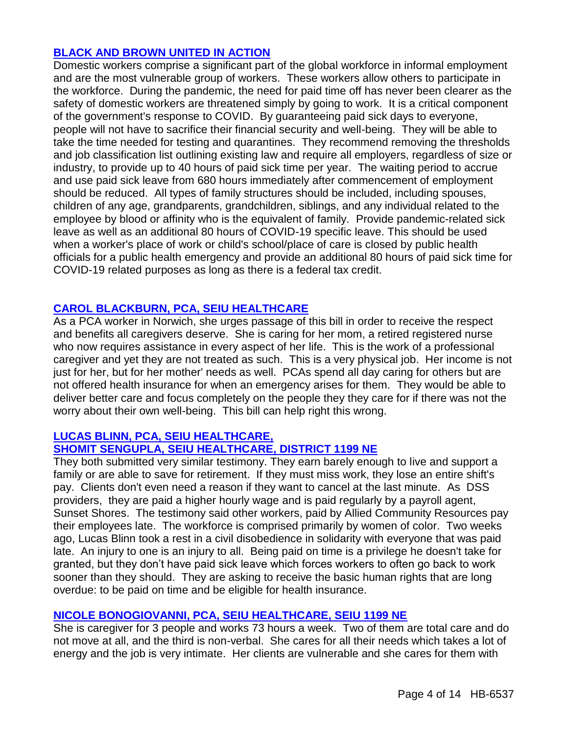### [BLACK AND BROWN UNITED IN ACTION]

Domestic workers comprise a significant part of the global workforce in informal employment and are the most vulnerable group of workers. These workers allow others to participate in the workforce. During the pandemic, the need for paid time off has never been clearer as the safety of domestic workers are threatened simply by going to work. It is a critical component of the government's response to COVID. By guaranteeing paid sick days to everyone, people will not have to sacrifice their financial security and well-being. They will be able to take the time needed for testing and quarantines. They recommend removing the thresholds and job classification list outlining existing law and require all employers, regardless of size or industry, to provide up to 40 hours of paid sick time per year. The waiting period to accrue and use paid sick leave from 680 hours immediately after commencement of employment should be reduced. All types of family structures should be included, including spouses, children of any age, grandparents, grandchildren, siblings, and any individual related to the employee by blood or affinity who is the equivalent of family. Provide pandemic-related sick leave as well as an additional 80 hours of COVID-19 specific leave. This should be used when a worker's place of work or child's school/place of care is closed by public health officials for a public health emergency and provide an additional 80 hours of paid sick time for COVID-19 related purposes as long as there is a federal tax credit.

### [CAROL BLACKBURN, PCA, SEIU HEALTHCARE]

As a PCA worker in Norwich, she urges passage of this bill in order to receive the respect and benefits all caregivers deserve. She is caring for her mom, a retired registered nurse who now requires assistance in every aspect of her life. This is the work of a professional caregiver and yet they are not treated as such. This is a very physical job. Her income is not just for her, but for her mother' needs as well. PCAs spend all day caring for others but are not offered health insurance for when an emergency arises for them. They would be able to deliver better care and focus completely on the people they they care for if there was not the worry about their own well-being. This bill can help right this wrong.

### [LUCAS BLINN, PCA, SEIU HEALTHCARE,]
### [SHOMIT SENGUPLA, SEIU HEALTHCARE, DISTRICT 1199 NE]

They both submitted very similar testimony. They earn barely enough to live and support a family or are able to save for retirement. If they must miss work, they lose an entire shift's pay. Clients don't even need a reason if they want to cancel at the last minute. As DSS providers, they are paid a higher hourly wage and is paid regularly by a payroll agent, Sunset Shores. The testimony said other workers, paid by Allied Community Resources pay their employees late. The workforce is comprised primarily by women of color. Two weeks ago, Lucas Blinn took a rest in a civil disobedience in solidarity with everyone that was paid late. An injury to one is an injury to all. Being paid on time is a privilege he doesn't take for granted, but they don't have paid sick leave which forces workers to often go back to work sooner than they should. They are asking to receive the basic human rights that are long overdue: to be paid on time and be eligible for health insurance.

### [NICOLE BONOGIOVANNI, PCA, SEIU HEALTHCARE, SEIU 1199 NE]

She is caregiver for 3 people and works 73 hours a week. Two of them are total care and do not move at all, and the third is non-verbal. She cares for all their needs which takes a lot of energy and the job is very intimate. Her clients are vulnerable and she cares for them with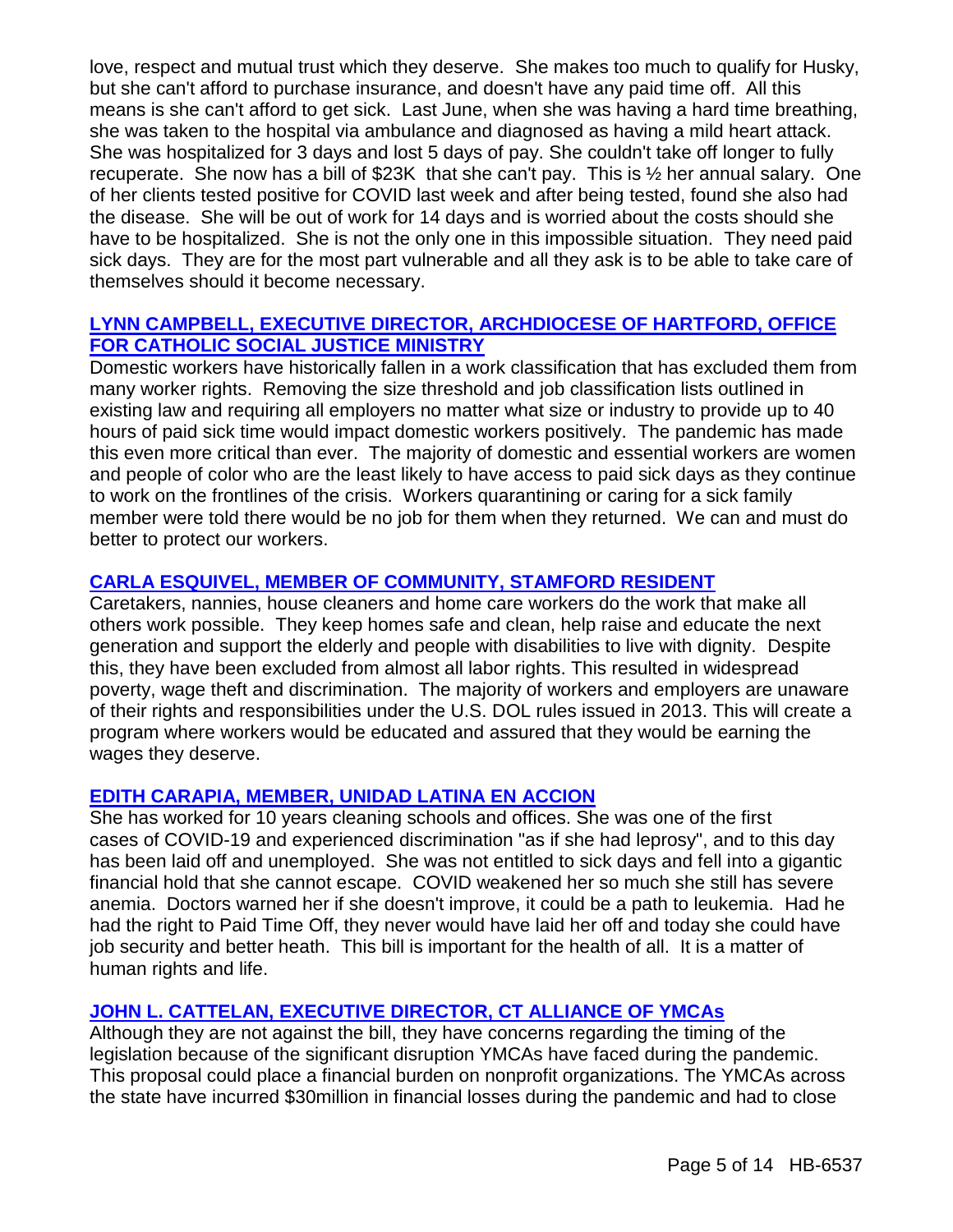love, respect and mutual trust which they deserve. She makes too much to qualify for Husky, but she can't afford to purchase insurance, and doesn't have any paid time off. All this means is she can't afford to get sick. Last June, when she was having a hard time breathing, she was taken to the hospital via ambulance and diagnosed as having a mild heart attack. She was hospitalized for 3 days and lost 5 days of pay. She couldn't take off longer to fully recuperate. She now has a bill of $23K that she can't pay. This is ½ her annual salary. One of her clients tested positive for COVID last week and after being tested, found she also had the disease. She will be out of work for 14 days and is worried about the costs should she have to be hospitalized. She is not the only one in this impossible situation. They need paid sick days. They are for the most part vulnerable and all they ask is to be able to take care of themselves should it become necessary.

**LYNN CAMPBELL, EXECUTIVE DIRECTOR, ARCHDIOCESE OF HARTFORD, OFFICE FOR CATHOLIC SOCIAL JUSTICE MINISTRY**

Domestic workers have historically fallen in a work classification that has excluded them from many worker rights. Removing the size threshold and job classification lists outlined in existing law and requiring all employers no matter what size or industry to provide up to 40 hours of paid sick time would impact domestic workers positively. The pandemic has made this even more critical than ever. The majority of domestic and essential workers are women and people of color who are the least likely to have access to paid sick days as they continue to work on the frontlines of the crisis. Workers quarantining or caring for a sick family member were told there would be no job for them when they returned. We can and must do better to protect our workers.

**CARLA ESQUIVEL, MEMBER OF COMMUNITY, STAMFORD RESIDENT**

Caretakers, nannies, house cleaners and home care workers do the work that make all others work possible. They keep homes safe and clean, help raise and educate the next generation and support the elderly and people with disabilities to live with dignity. Despite this, they have been excluded from almost all labor rights. This resulted in widespread poverty, wage theft and discrimination. The majority of workers and employers are unaware of their rights and responsibilities under the U.S. DOL rules issued in 2013. This will create a program where workers would be educated and assured that they would be earning the wages they deserve.

**EDITH CARAPIA, MEMBER, UNIDAD LATINA EN ACCION**

She has worked for 10 years cleaning schools and offices. She was one of the first cases of COVID-19 and experienced discrimination "as if she had leprosy", and to this day has been laid off and unemployed. She was not entitled to sick days and fell into a gigantic financial hold that she cannot escape. COVID weakened her so much she still has severe anemia. Doctors warned her if she doesn't improve, it could be a path to leukemia. Had he had the right to Paid Time Off, they never would have laid her off and today she could have job security and better heath. This bill is important for the health of all. It is a matter of human rights and life.

**JOHN L. CATTELAN, EXECUTIVE DIRECTOR, CT ALLIANCE OF YMCAs**

Although they are not against the bill, they have concerns regarding the timing of the legislation because of the significant disruption YMCAs have faced during the pandemic. This proposal could place a financial burden on nonprofit organizations. The YMCAs across the state have incurred $30million in financial losses during the pandemic and had to close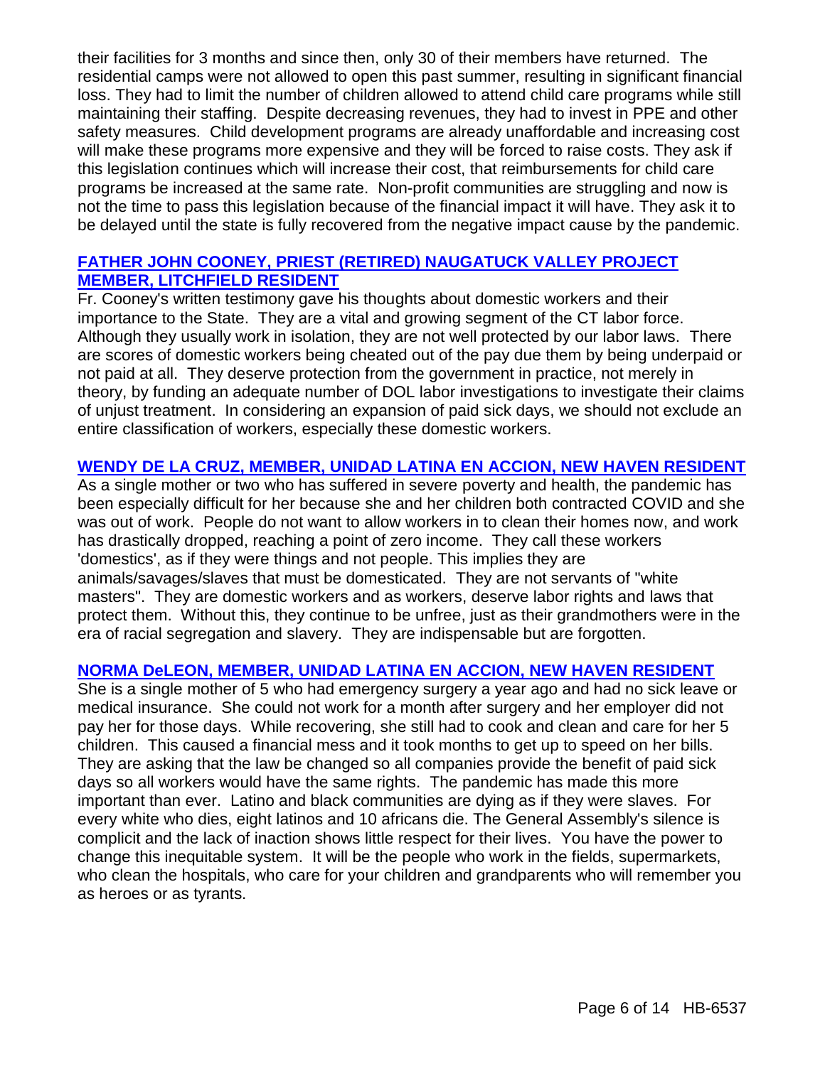their facilities for 3 months and since then, only 30 of their members have returned. The residential camps were not allowed to open this past summer, resulting in significant financial loss. They had to limit the number of children allowed to attend child care programs while still maintaining their staffing. Despite decreasing revenues, they had to invest in PPE and other safety measures. Child development programs are already unaffordable and increasing cost will make these programs more expensive and they will be forced to raise costs. They ask if this legislation continues which will increase their cost, that reimbursements for child care programs be increased at the same rate. Non-profit communities are struggling and now is not the time to pass this legislation because of the financial impact it will have. They ask it to be delayed until the state is fully recovered from the negative impact cause by the pandemic.

**FATHER JOHN COONEY, PRIEST (RETIRED) NAUGATUCK VALLEY PROJECT MEMBER, LITCHFIELD RESIDENT**

Fr. Cooney's written testimony gave his thoughts about domestic workers and their importance to the State. They are a vital and growing segment of the CT labor force. Although they usually work in isolation, they are not well protected by our labor laws. There are scores of domestic workers being cheated out of the pay due them by being underpaid or not paid at all. They deserve protection from the government in practice, not merely in theory, by funding an adequate number of DOL labor investigations to investigate their claims of unjust treatment. In considering an expansion of paid sick days, we should not exclude an entire classification of workers, especially these domestic workers.

**WENDY DE LA CRUZ, MEMBER, UNIDAD LATINA EN ACCION, NEW HAVEN RESIDENT**

As a single mother or two who has suffered in severe poverty and health, the pandemic has been especially difficult for her because she and her children both contracted COVID and she was out of work. People do not want to allow workers in to clean their homes now, and work has drastically dropped, reaching a point of zero income. They call these workers 'domestics', as if they were things and not people. This implies they are animals/savages/slaves that must be domesticated. They are not servants of "white masters". They are domestic workers and as workers, deserve labor rights and laws that protect them. Without this, they continue to be unfree, just as their grandmothers were in the era of racial segregation and slavery. They are indispensable but are forgotten.

**NORMA DeLEON, MEMBER, UNIDAD LATINA EN ACCION, NEW HAVEN RESIDENT**

She is a single mother of 5 who had emergency surgery a year ago and had no sick leave or medical insurance. She could not work for a month after surgery and her employer did not pay her for those days. While recovering, she still had to cook and clean and care for her 5 children. This caused a financial mess and it took months to get up to speed on her bills. They are asking that the law be changed so all companies provide the benefit of paid sick days so all workers would have the same rights. The pandemic has made this more important than ever. Latino and black communities are dying as if they were slaves. For every white who dies, eight latinos and 10 africans die. The General Assembly's silence is complicit and the lack of inaction shows little respect for their lives. You have the power to change this inequitable system. It will be the people who work in the fields, supermarkets, who clean the hospitals, who care for your children and grandparents who will remember you as heroes or as tyrants.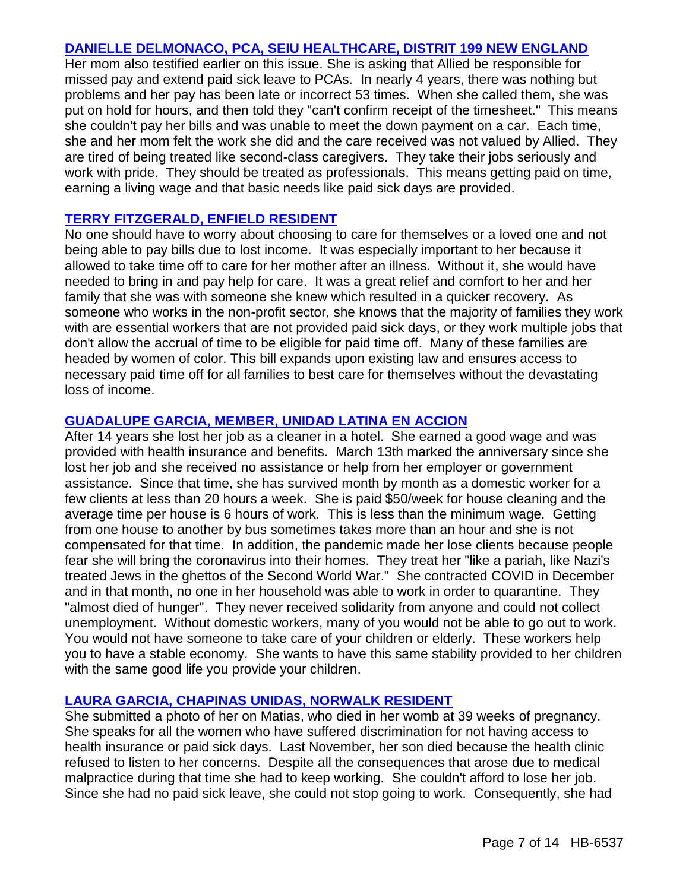### [DANIELLE DELMONACO, PCA, SEIU HEALTHCARE, DISTRIT 199 NEW ENGLAND]

Her mom also testified earlier on this issue. She is asking that Allied be responsible for missed pay and extend paid sick leave to PCAs. In nearly 4 years, there was nothing but problems and her pay has been late or incorrect 53 times. When she called them, she was put on hold for hours, and then told they "can't confirm receipt of the timesheet." This means she couldn't pay her bills and was unable to meet the down payment on a car. Each time, she and her mom felt the work she did and the care received was not valued by Allied. They are tired of being treated like second-class caregivers. They take their jobs seriously and work with pride. They should be treated as professionals. This means getting paid on time, earning a living wage and that basic needs like paid sick days are provided.

### [TERRY FITZGERALD, ENFIELD RESIDENT]

No one should have to worry about choosing to care for themselves or a loved one and not being able to pay bills due to lost income. It was especially important to her because it allowed to take time off to care for her mother after an illness. Without it, she would have needed to bring in and pay help for care. It was a great relief and comfort to her and her family that she was with someone she knew which resulted in a quicker recovery. As someone who works in the non-profit sector, she knows that the majority of families they work with are essential workers that are not provided paid sick days, or they work multiple jobs that don't allow the accrual of time to be eligible for paid time off. Many of these families are headed by women of color. This bill expands upon existing law and ensures access to necessary paid time off for all families to best care for themselves without the devastating loss of income.

### [GUADALUPE GARCIA, MEMBER, UNIDAD LATINA EN ACCION]

After 14 years she lost her job as a cleaner in a hotel. She earned a good wage and was provided with health insurance and benefits. March 13th marked the anniversary since she lost her job and she received no assistance or help from her employer or government assistance. Since that time, she has survived month by month as a domestic worker for a few clients at less than 20 hours a week. She is paid $50/week for house cleaning and the average time per house is 6 hours of work. This is less than the minimum wage. Getting from one house to another by bus sometimes takes more than an hour and she is not compensated for that time. In addition, the pandemic made her lose clients because people fear she will bring the coronavirus into their homes. They treat her "like a pariah, like Nazi's treated Jews in the ghettos of the Second World War." She contracted COVID in December and in that month, no one in her household was able to work in order to quarantine. They "almost died of hunger". They never received solidarity from anyone and could not collect unemployment. Without domestic workers, many of you would not be able to go out to work. You would not have someone to take care of your children or elderly. These workers help you to have a stable economy. She wants to have this same stability provided to her children with the same good life you provide your children.

### [LAURA GARCIA, CHAPINAS UNIDAS, NORWALK RESIDENT]

She submitted a photo of her on Matias, who died in her womb at 39 weeks of pregnancy. She speaks for all the women who have suffered discrimination for not having access to health insurance or paid sick days. Last November, her son died because the health clinic refused to listen to her concerns. Despite all the consequences that arose due to medical malpractice during that time she had to keep working. She couldn't afford to lose her job. Since she had no paid sick leave, she could not stop going to work. Consequently, she had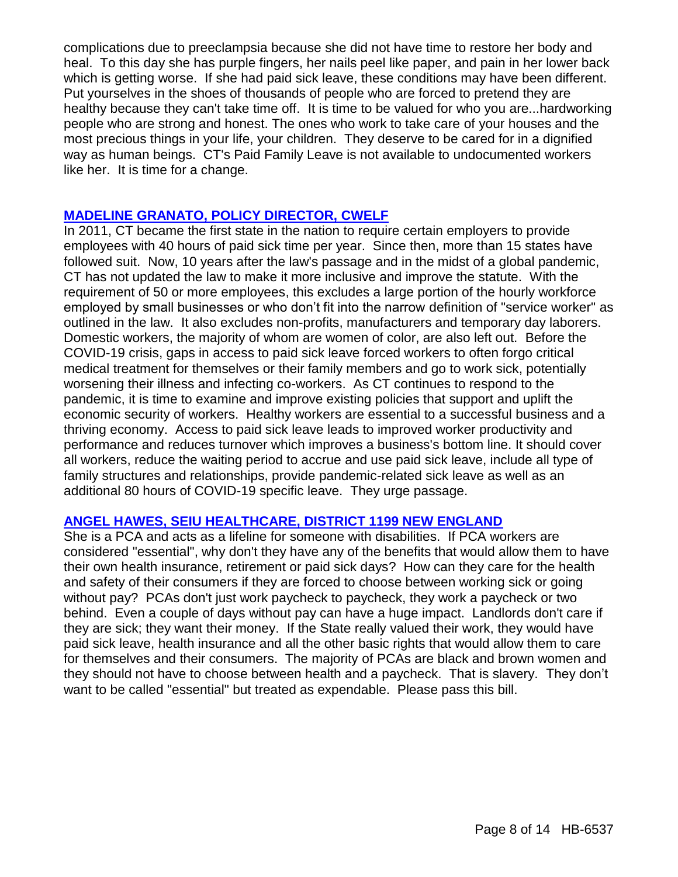complications due to preeclampsia because she did not have time to restore her body and heal. To this day she has purple fingers, her nails peel like paper, and pain in her lower back which is getting worse. If she had paid sick leave, these conditions may have been different. Put yourselves in the shoes of thousands of people who are forced to pretend they are healthy because they can't take time off. It is time to be valued for who you are...hardworking people who are strong and honest. The ones who work to take care of your houses and the most precious things in your life, your children. They deserve to be cared for in a dignified way as human beings. CT's Paid Family Leave is not available to undocumented workers like her. It is time for a change.

### MADELINE GRANATO, POLICY DIRECTOR, CWELF

In 2011, CT became the first state in the nation to require certain employers to provide employees with 40 hours of paid sick time per year. Since then, more than 15 states have followed suit. Now, 10 years after the law's passage and in the midst of a global pandemic, CT has not updated the law to make it more inclusive and improve the statute. With the requirement of 50 or more employees, this excludes a large portion of the hourly workforce employed by small businesses or who don't fit into the narrow definition of "service worker" as outlined in the law. It also excludes non-profits, manufacturers and temporary day laborers. Domestic workers, the majority of whom are women of color, are also left out. Before the COVID-19 crisis, gaps in access to paid sick leave forced workers to often forgo critical medical treatment for themselves or their family members and go to work sick, potentially worsening their illness and infecting co-workers. As CT continues to respond to the pandemic, it is time to examine and improve existing policies that support and uplift the economic security of workers. Healthy workers are essential to a successful business and a thriving economy. Access to paid sick leave leads to improved worker productivity and performance and reduces turnover which improves a business's bottom line. It should cover all workers, reduce the waiting period to accrue and use paid sick leave, include all type of family structures and relationships, provide pandemic-related sick leave as well as an additional 80 hours of COVID-19 specific leave. They urge passage.

### ANGEL HAWES, SEIU HEALTHCARE, DISTRICT 1199 NEW ENGLAND

She is a PCA and acts as a lifeline for someone with disabilities. If PCA workers are considered "essential", why don't they have any of the benefits that would allow them to have their own health insurance, retirement or paid sick days? How can they care for the health and safety of their consumers if they are forced to choose between working sick or going without pay? PCAs don't just work paycheck to paycheck, they work a paycheck or two behind. Even a couple of days without pay can have a huge impact. Landlords don't care if they are sick; they want their money. If the State really valued their work, they would have paid sick leave, health insurance and all the other basic rights that would allow them to care for themselves and their consumers. The majority of PCAs are black and brown women and they should not have to choose between health and a paycheck. That is slavery. They don't want to be called "essential" but treated as expendable. Please pass this bill.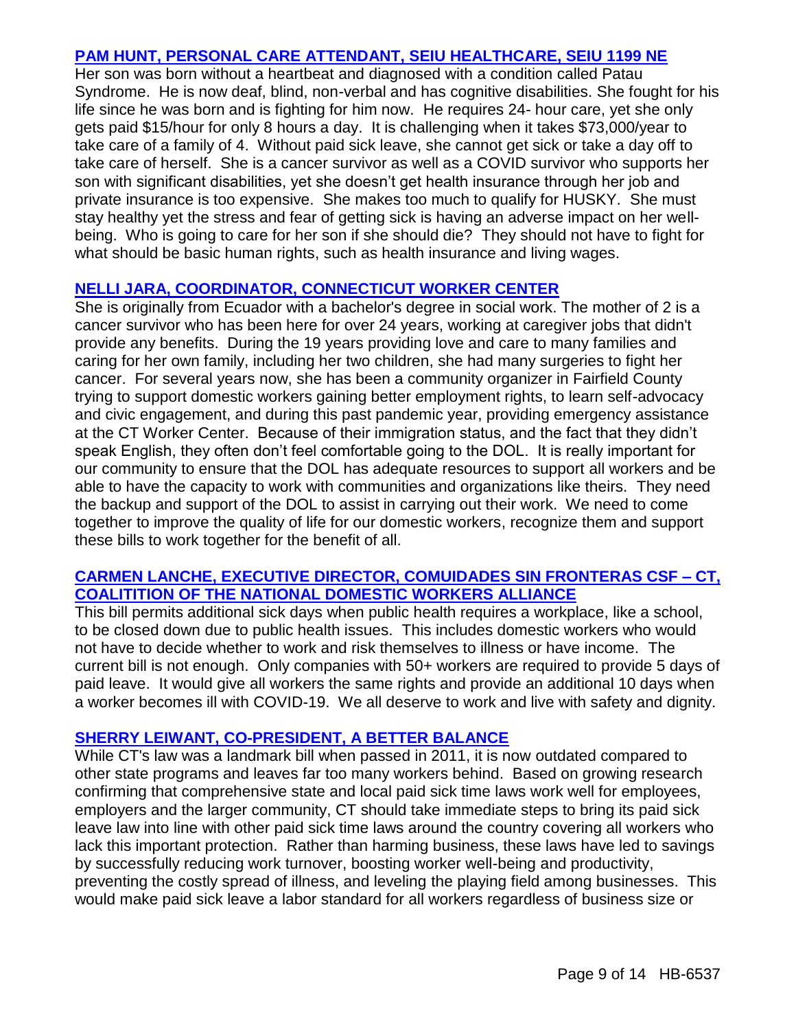**PAM HUNT, PERSONAL CARE ATTENDANT, SEIU HEALTHCARE, SEIU 1199 NE**

Her son was born without a heartbeat and diagnosed with a condition called Patau Syndrome. He is now deaf, blind, non-verbal and has cognitive disabilities. She fought for his life since he was born and is fighting for him now. He requires 24- hour care, yet she only gets paid $15/hour for only 8 hours a day. It is challenging when it takes $73,000/year to take care of a family of 4. Without paid sick leave, she cannot get sick or take a day off to take care of herself. She is a cancer survivor as well as a COVID survivor who supports her son with significant disabilities, yet she doesn't get health insurance through her job and private insurance is too expensive. She makes too much to qualify for HUSKY. She must stay healthy yet the stress and fear of getting sick is having an adverse impact on her well-being. Who is going to care for her son if she should die? They should not have to fight for what should be basic human rights, such as health insurance and living wages.

**NELLI JARA, COORDINATOR, CONNECTICUT WORKER CENTER**

She is originally from Ecuador with a bachelor's degree in social work. The mother of 2 is a cancer survivor who has been here for over 24 years, working at caregiver jobs that didn't provide any benefits. During the 19 years providing love and care to many families and caring for her own family, including her two children, she had many surgeries to fight her cancer. For several years now, she has been a community organizer in Fairfield County trying to support domestic workers gaining better employment rights, to learn self-advocacy and civic engagement, and during this past pandemic year, providing emergency assistance at the CT Worker Center. Because of their immigration status, and the fact that they didn't speak English, they often don't feel comfortable going to the DOL. It is really important for our community to ensure that the DOL has adequate resources to support all workers and be able to have the capacity to work with communities and organizations like theirs. They need the backup and support of the DOL to assist in carrying out their work. We need to come together to improve the quality of life for our domestic workers, recognize them and support these bills to work together for the benefit of all.

**CARMEN LANCHE, EXECUTIVE DIRECTOR, COMUIDADES SIN FRONTERAS CSF – CT, COALITITION OF THE NATIONAL DOMESTIC WORKERS ALLIANCE**

This bill permits additional sick days when public health requires a workplace, like a school, to be closed down due to public health issues. This includes domestic workers who would not have to decide whether to work and risk themselves to illness or have income. The current bill is not enough. Only companies with 50+ workers are required to provide 5 days of paid leave. It would give all workers the same rights and provide an additional 10 days when a worker becomes ill with COVID-19. We all deserve to work and live with safety and dignity.

**SHERRY LEIWANT, CO-PRESIDENT, A BETTER BALANCE**

While CT's law was a landmark bill when passed in 2011, it is now outdated compared to other state programs and leaves far too many workers behind. Based on growing research confirming that comprehensive state and local paid sick time laws work well for employees, employers and the larger community, CT should take immediate steps to bring its paid sick leave law into line with other paid sick time laws around the country covering all workers who lack this important protection. Rather than harming business, these laws have led to savings by successfully reducing work turnover, boosting worker well-being and productivity, preventing the costly spread of illness, and leveling the playing field among businesses. This would make paid sick leave a labor standard for all workers regardless of business size or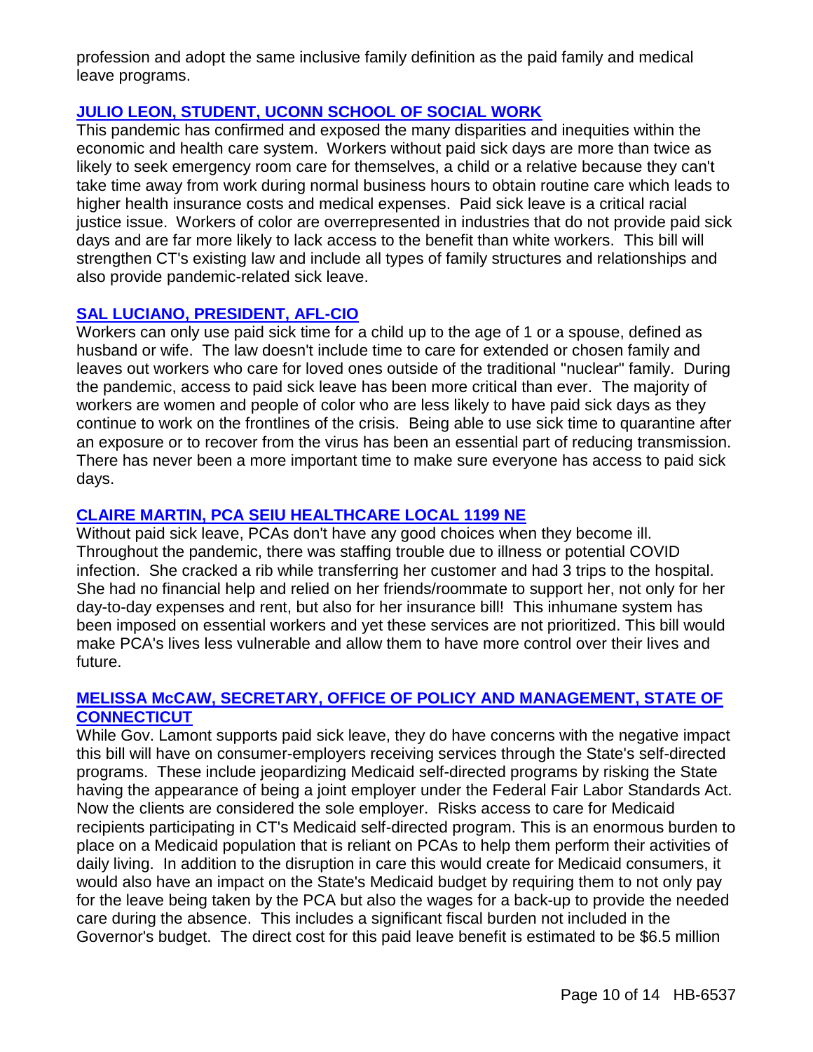profession and adopt the same inclusive family definition as the paid family and medical leave programs.

### JULIO LEON, STUDENT, UCONN SCHOOL OF SOCIAL WORK

This pandemic has confirmed and exposed the many disparities and inequities within the economic and health care system. Workers without paid sick days are more than twice as likely to seek emergency room care for themselves, a child or a relative because they can't take time away from work during normal business hours to obtain routine care which leads to higher health insurance costs and medical expenses. Paid sick leave is a critical racial justice issue. Workers of color are overrepresented in industries that do not provide paid sick days and are far more likely to lack access to the benefit than white workers. This bill will strengthen CT's existing law and include all types of family structures and relationships and also provide pandemic-related sick leave.

### SAL LUCIANO, PRESIDENT, AFL-CIO

Workers can only use paid sick time for a child up to the age of 1 or a spouse, defined as husband or wife. The law doesn't include time to care for extended or chosen family and leaves out workers who care for loved ones outside of the traditional "nuclear" family. During the pandemic, access to paid sick leave has been more critical than ever. The majority of workers are women and people of color who are less likely to have paid sick days as they continue to work on the frontlines of the crisis. Being able to use sick time to quarantine after an exposure or to recover from the virus has been an essential part of reducing transmission. There has never been a more important time to make sure everyone has access to paid sick days.

### CLAIRE MARTIN, PCA SEIU HEALTHCARE LOCAL 1199 NE

Without paid sick leave, PCAs don't have any good choices when they become ill. Throughout the pandemic, there was staffing trouble due to illness or potential COVID infection. She cracked a rib while transferring her customer and had 3 trips to the hospital. She had no financial help and relied on her friends/roommate to support her, not only for her day-to-day expenses and rent, but also for her insurance bill! This inhumane system has been imposed on essential workers and yet these services are not prioritized. This bill would make PCA's lives less vulnerable and allow them to have more control over their lives and future.

### MELISSA McCAW, SECRETARY, OFFICE OF POLICY AND MANAGEMENT, STATE OF CONNECTICUT

While Gov. Lamont supports paid sick leave, they do have concerns with the negative impact this bill will have on consumer-employers receiving services through the State's self-directed programs. These include jeopardizing Medicaid self-directed programs by risking the State having the appearance of being a joint employer under the Federal Fair Labor Standards Act. Now the clients are considered the sole employer. Risks access to care for Medicaid recipients participating in CT's Medicaid self-directed program. This is an enormous burden to place on a Medicaid population that is reliant on PCAs to help them perform their activities of daily living. In addition to the disruption in care this would create for Medicaid consumers, it would also have an impact on the State's Medicaid budget by requiring them to not only pay for the leave being taken by the PCA but also the wages for a back-up to provide the needed care during the absence. This includes a significant fiscal burden not included in the Governor's budget. The direct cost for this paid leave benefit is estimated to be $6.5 million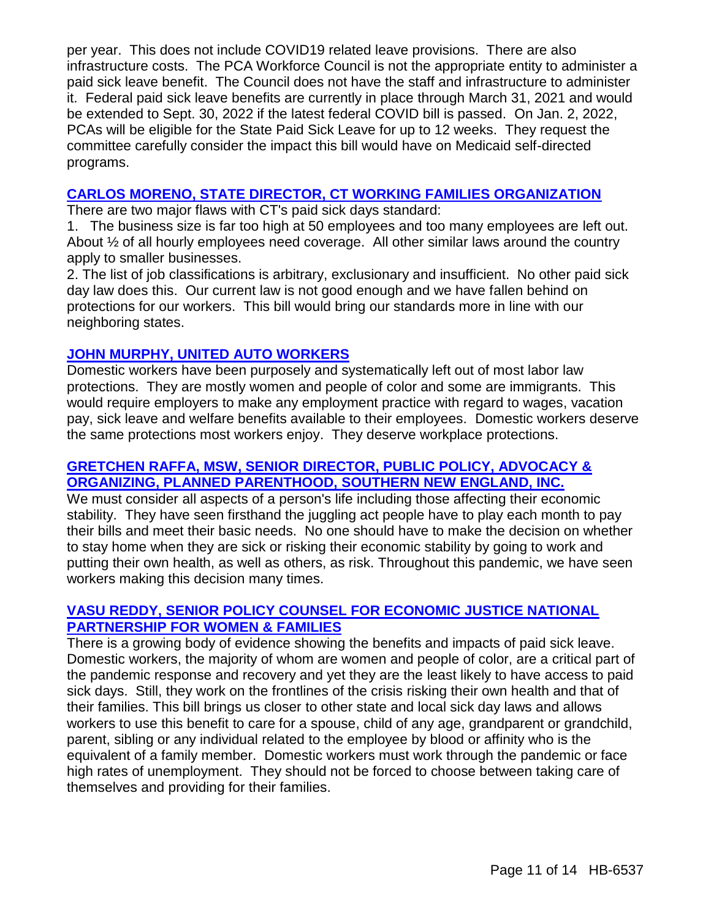per year. This does not include COVID19 related leave provisions. There are also infrastructure costs. The PCA Workforce Council is not the appropriate entity to administer a paid sick leave benefit. The Council does not have the staff and infrastructure to administer it. Federal paid sick leave benefits are currently in place through March 31, 2021 and would be extended to Sept. 30, 2022 if the latest federal COVID bill is passed. On Jan. 2, 2022, PCAs will be eligible for the State Paid Sick Leave for up to 12 weeks. They request the committee carefully consider the impact this bill would have on Medicaid self-directed programs.

**CARLOS MORENO, STATE DIRECTOR, CT WORKING FAMILIES ORGANIZATION**

There are two major flaws with CT's paid sick days standard:

1. The business size is far too high at 50 employees and too many employees are left out. About ½ of all hourly employees need coverage. All other similar laws around the country apply to smaller businesses.
2. The list of job classifications is arbitrary, exclusionary and insufficient. No other paid sick day law does this. Our current law is not good enough and we have fallen behind on protections for our workers. This bill would bring our standards more in line with our neighboring states.

**JOHN MURPHY, UNITED AUTO WORKERS**

Domestic workers have been purposely and systematically left out of most labor law protections. They are mostly women and people of color and some are immigrants. This would require employers to make any employment practice with regard to wages, vacation pay, sick leave and welfare benefits available to their employees. Domestic workers deserve the same protections most workers enjoy. They deserve workplace protections.

**GRETCHEN RAFFA, MSW, SENIOR DIRECTOR, PUBLIC POLICY, ADVOCACY & ORGANIZING, PLANNED PARENTHOOD, SOUTHERN NEW ENGLAND, INC.**

We must consider all aspects of a person's life including those affecting their economic stability. They have seen firsthand the juggling act people have to play each month to pay their bills and meet their basic needs. No one should have to make the decision on whether to stay home when they are sick or risking their economic stability by going to work and putting their own health, as well as others, as risk. Throughout this pandemic, we have seen workers making this decision many times.

**VASU REDDY, SENIOR POLICY COUNSEL FOR ECONOMIC JUSTICE NATIONAL PARTNERSHIP FOR WOMEN & FAMILIES**

There is a growing body of evidence showing the benefits and impacts of paid sick leave. Domestic workers, the majority of whom are women and people of color, are a critical part of the pandemic response and recovery and yet they are the least likely to have access to paid sick days. Still, they work on the frontlines of the crisis risking their own health and that of their families. This bill brings us closer to other state and local sick day laws and allows workers to use this benefit to care for a spouse, child of any age, grandparent or grandchild, parent, sibling or any individual related to the employee by blood or affinity who is the equivalent of a family member. Domestic workers must work through the pandemic or face high rates of unemployment. They should not be forced to choose between taking care of themselves and providing for their families.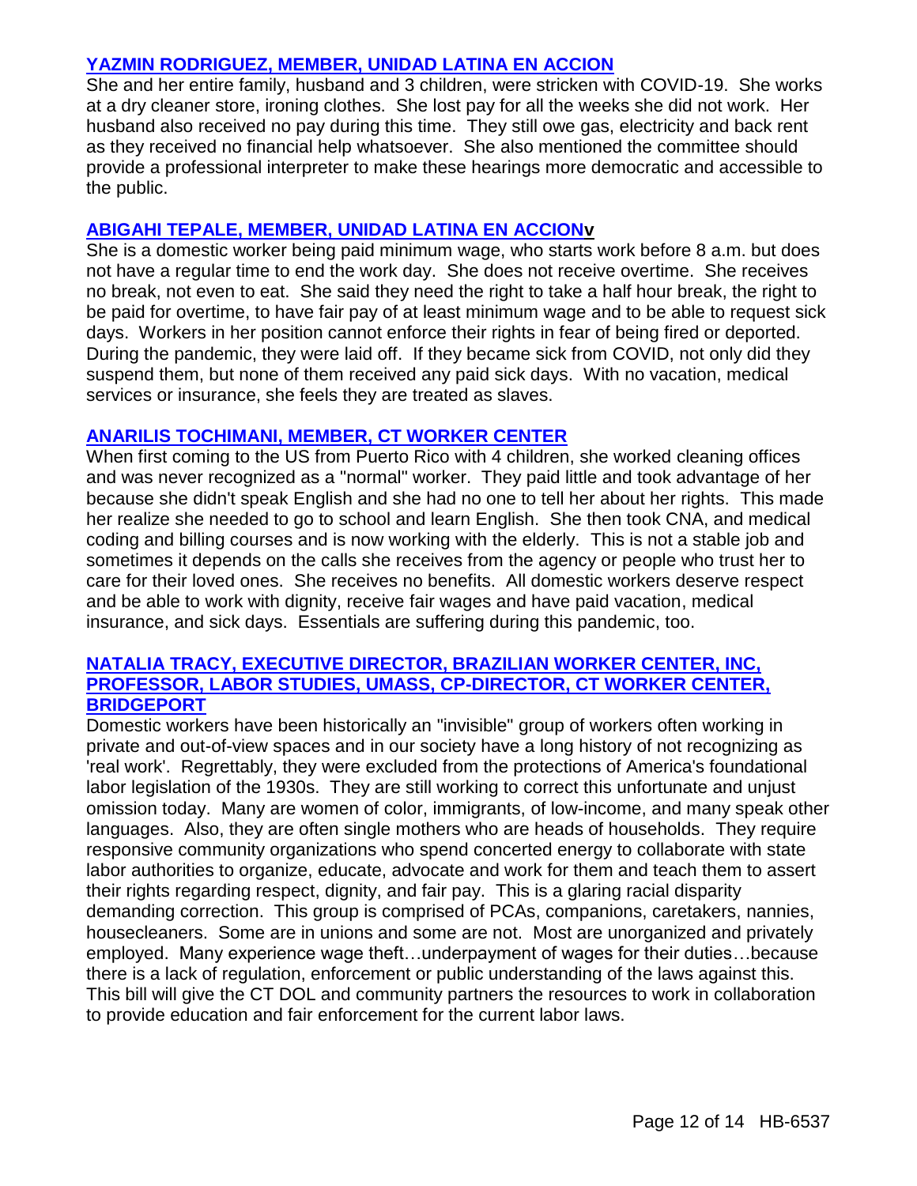**YAZMIN RODRIGUEZ, MEMBER, UNIDAD LATINA EN ACCION**

She and her entire family, husband and 3 children, were stricken with COVID-19. She works at a dry cleaner store, ironing clothes. She lost pay for all the weeks she did not work. Her husband also received no pay during this time. They still owe gas, electricity and back rent as they received no financial help whatsoever. She also mentioned the committee should provide a professional interpreter to make these hearings more democratic and accessible to the public.

**ABIGAHI TEPALE, MEMBER, UNIDAD LATINA EN ACCIONv**

She is a domestic worker being paid minimum wage, who starts work before 8 a.m. but does not have a regular time to end the work day. She does not receive overtime. She receives no break, not even to eat. She said they need the right to take a half hour break, the right to be paid for overtime, to have fair pay of at least minimum wage and to be able to request sick days. Workers in her position cannot enforce their rights in fear of being fired or deported. During the pandemic, they were laid off. If they became sick from COVID, not only did they suspend them, but none of them received any paid sick days. With no vacation, medical services or insurance, she feels they are treated as slaves.

**ANARILIS TOCHIMANI, MEMBER, CT WORKER CENTER**

When first coming to the US from Puerto Rico with 4 children, she worked cleaning offices and was never recognized as a "normal" worker. They paid little and took advantage of her because she didn't speak English and she had no one to tell her about her rights. This made her realize she needed to go to school and learn English. She then took CNA, and medical coding and billing courses and is now working with the elderly. This is not a stable job and sometimes it depends on the calls she receives from the agency or people who trust her to care for their loved ones. She receives no benefits. All domestic workers deserve respect and be able to work with dignity, receive fair wages and have paid vacation, medical insurance, and sick days. Essentials are suffering during this pandemic, too.

**NATALIA TRACY, EXECUTIVE DIRECTOR, BRAZILIAN WORKER CENTER, INC, PROFESSOR, LABOR STUDIES, UMASS, CP-DIRECTOR, CT WORKER CENTER, BRIDGEPORT**

Domestic workers have been historically an "invisible" group of workers often working in private and out-of-view spaces and in our society have a long history of not recognizing as 'real work'. Regrettably, they were excluded from the protections of America's foundational labor legislation of the 1930s. They are still working to correct this unfortunate and unjust omission today. Many are women of color, immigrants, of low-income, and many speak other languages. Also, they are often single mothers who are heads of households. They require responsive community organizations who spend concerted energy to collaborate with state labor authorities to organize, educate, advocate and work for them and teach them to assert their rights regarding respect, dignity, and fair pay. This is a glaring racial disparity demanding correction. This group is comprised of PCAs, companions, caretakers, nannies, housecleaners. Some are in unions and some are not. Most are unorganized and privately employed. Many experience wage theft…underpayment of wages for their duties…because there is a lack of regulation, enforcement or public understanding of the laws against this. This bill will give the CT DOL and community partners the resources to work in collaboration to provide education and fair enforcement for the current labor laws.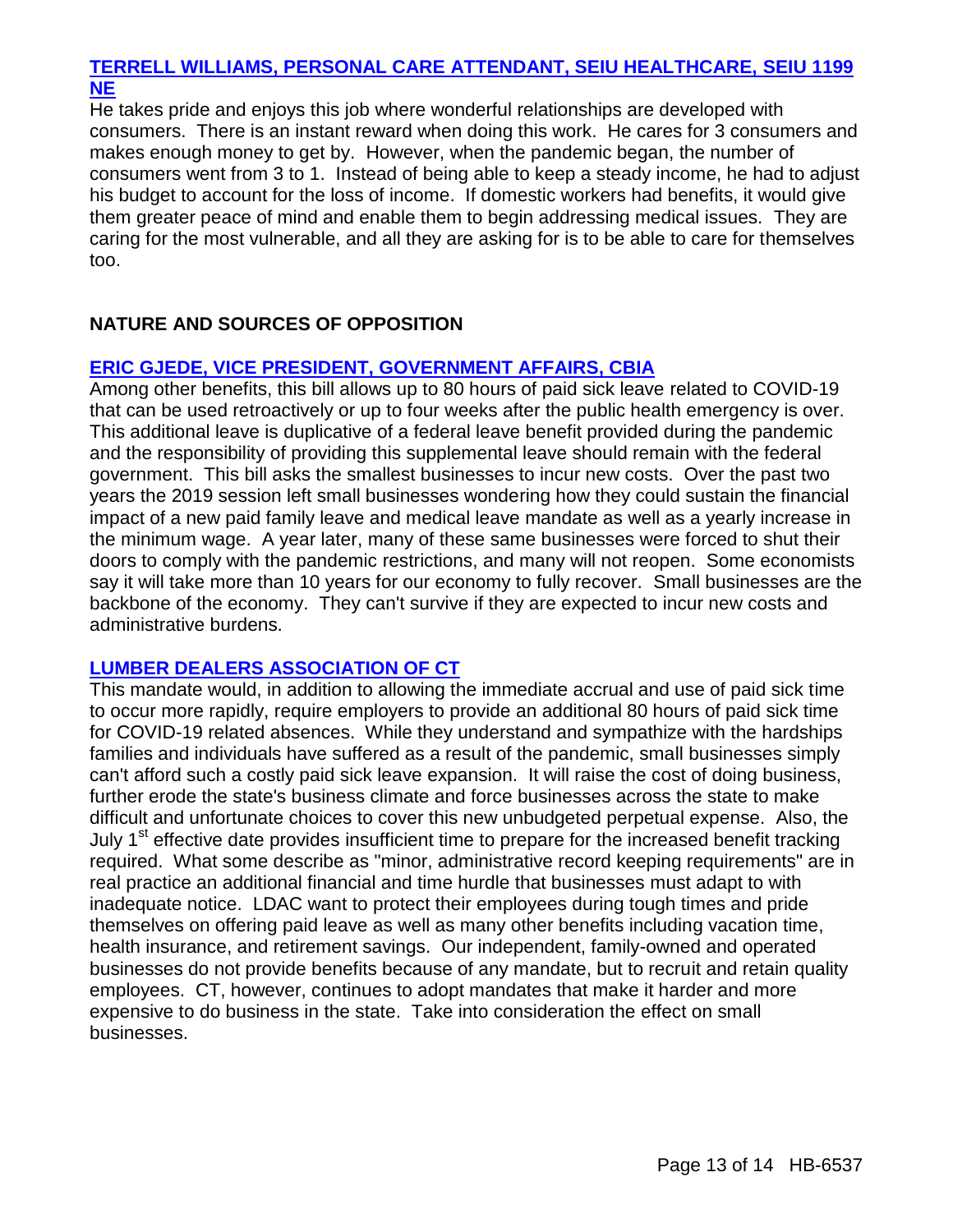**TERRELL WILLIAMS, PERSONAL CARE ATTENDANT, SEIU HEALTHCARE, SEIU 1199 NE**

He takes pride and enjoys this job where wonderful relationships are developed with consumers. There is an instant reward when doing this work. He cares for 3 consumers and makes enough money to get by. However, when the pandemic began, the number of consumers went from 3 to 1. Instead of being able to keep a steady income, he had to adjust his budget to account for the loss of income. If domestic workers had benefits, it would give them greater peace of mind and enable them to begin addressing medical issues. They are caring for the most vulnerable, and all they are asking for is to be able to care for themselves too.

## NATURE AND SOURCES OF OPPOSITION

**ERIC GJEDE, VICE PRESIDENT, GOVERNMENT AFFAIRS, CBIA**

Among other benefits, this bill allows up to 80 hours of paid sick leave related to COVID-19 that can be used retroactively or up to four weeks after the public health emergency is over. This additional leave is duplicative of a federal leave benefit provided during the pandemic and the responsibility of providing this supplemental leave should remain with the federal government. This bill asks the smallest businesses to incur new costs. Over the past two years the 2019 session left small businesses wondering how they could sustain the financial impact of a new paid family leave and medical leave mandate as well as a yearly increase in the minimum wage. A year later, many of these same businesses were forced to shut their doors to comply with the pandemic restrictions, and many will not reopen. Some economists say it will take more than 10 years for our economy to fully recover. Small businesses are the backbone of the economy. They can't survive if they are expected to incur new costs and administrative burdens.

**LUMBER DEALERS ASSOCIATION OF CT**

This mandate would, in addition to allowing the immediate accrual and use of paid sick time to occur more rapidly, require employers to provide an additional 80 hours of paid sick time for COVID-19 related absences. While they understand and sympathize with the hardships families and individuals have suffered as a result of the pandemic, small businesses simply can't afford such a costly paid sick leave expansion. It will raise the cost of doing business, further erode the state's business climate and force businesses across the state to make difficult and unfortunate choices to cover this new unbudgeted perpetual expense. Also, the July 1st effective date provides insufficient time to prepare for the increased benefit tracking required. What some describe as "minor, administrative record keeping requirements" are in real practice an additional financial and time hurdle that businesses must adapt to with inadequate notice. LDAC want to protect their employees during tough times and pride themselves on offering paid leave as well as many other benefits including vacation time, health insurance, and retirement savings. Our independent, family-owned and operated businesses do not provide benefits because of any mandate, but to recruit and retain quality employees. CT, however, continues to adopt mandates that make it harder and more expensive to do business in the state. Take into consideration the effect on small businesses.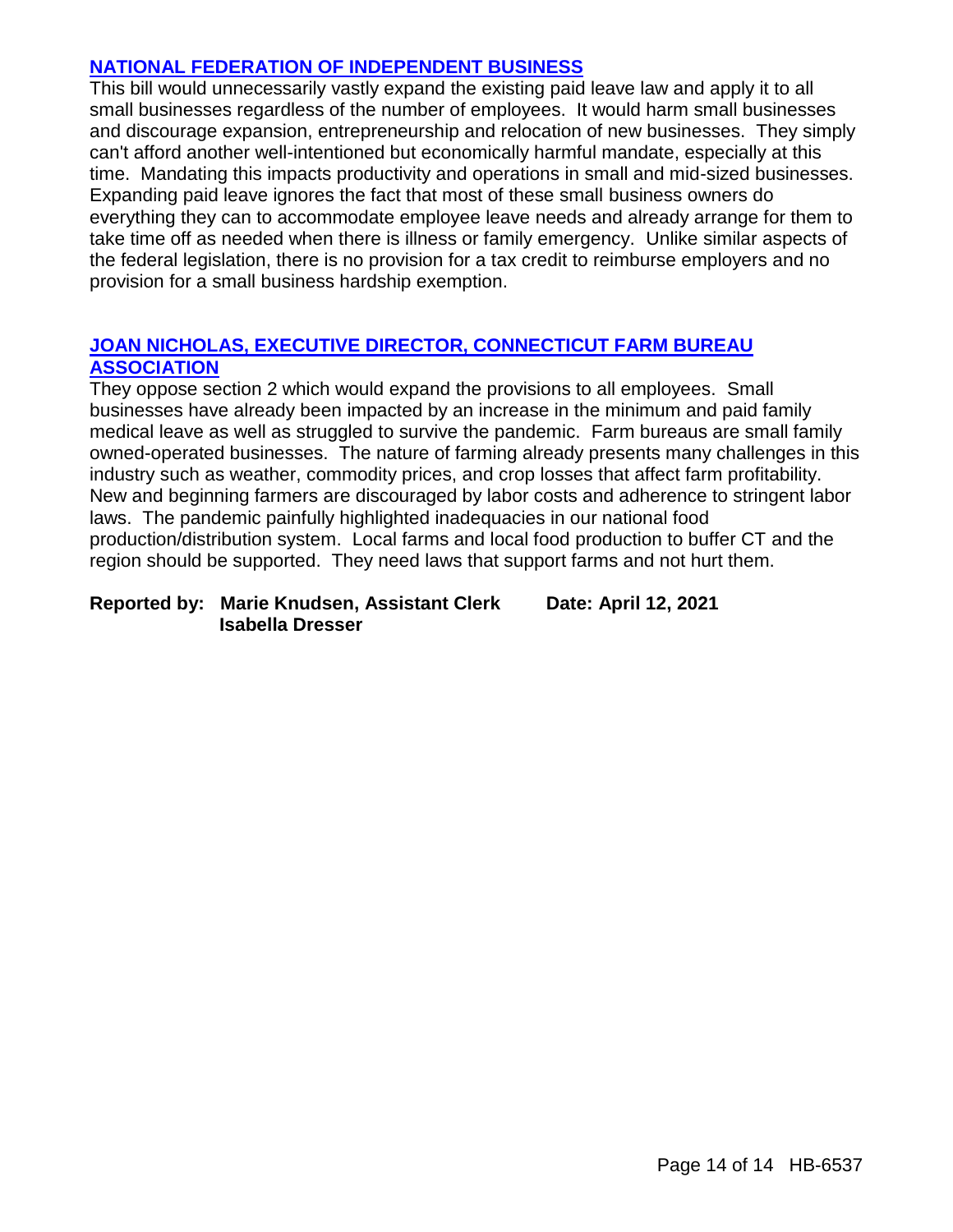### NATIONAL FEDERATION OF INDEPENDENT BUSINESS

This bill would unnecessarily vastly expand the existing paid leave law and apply it to all small businesses regardless of the number of employees. It would harm small businesses and discourage expansion, entrepreneurship and relocation of new businesses. They simply can't afford another well-intentioned but economically harmful mandate, especially at this time. Mandating this impacts productivity and operations in small and mid-sized businesses. Expanding paid leave ignores the fact that most of these small business owners do everything they can to accommodate employee leave needs and already arrange for them to take time off as needed when there is illness or family emergency. Unlike similar aspects of the federal legislation, there is no provision for a tax credit to reimburse employers and no provision for a small business hardship exemption.

### JOAN NICHOLAS, EXECUTIVE DIRECTOR, CONNECTICUT FARM BUREAU ASSOCIATION

They oppose section 2 which would expand the provisions to all employees. Small businesses have already been impacted by an increase in the minimum and paid family medical leave as well as struggled to survive the pandemic. Farm bureaus are small family owned-operated businesses. The nature of farming already presents many challenges in this industry such as weather, commodity prices, and crop losses that affect farm profitability. New and beginning farmers are discouraged by labor costs and adherence to stringent labor laws. The pandemic painfully highlighted inadequacies in our national food production/distribution system. Local farms and local food production to buffer CT and the region should be supported. They need laws that support farms and not hurt them.

**Reported by: Marie Knudsen, Assistant Clerk** **Date: April 12, 2021**
**Isabella Dresser**